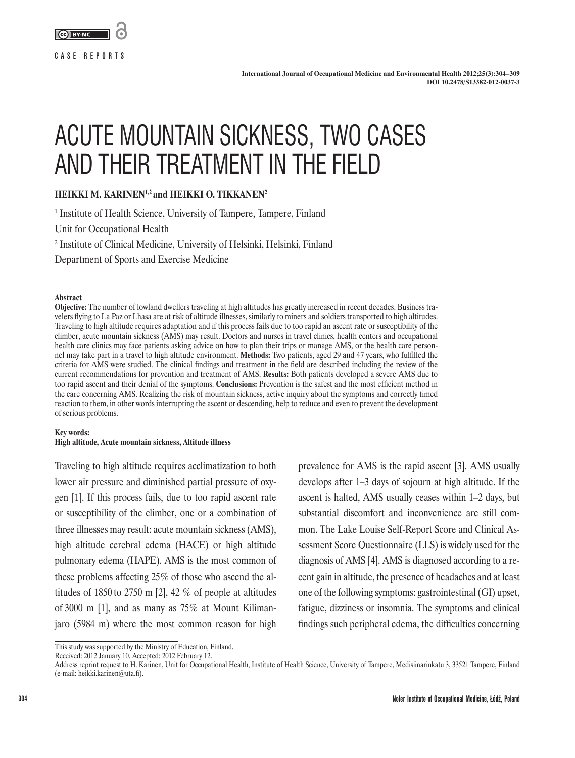CASE REPORTS

# ACUTE MOUNTAIN SICKNESS, TWO CASES AND THEIR TREATMENT IN THE FIELD

**HEIKKI M. KARINEN[1,2] and HEIKKI O. TIKKANEN[2]**

[1] Institute of Health Science, University of Tampere, Tampere, Finland
Unit for Occupational Health
[2] Institute of Clinical Medicine, University of Helsinki, Helsinki, Finland
Department of Sports and Exercise Medicine

**Abstract**

**Objective:** The number of lowland dwellers traveling at high altitudes has greatly increased in recent decades. Business travelers flying to La Paz or Lhasa are at risk of altitude illnesses, similarly to miners and soldiers transported to high altitudes. Traveling to high altitude requires adaptation and if this process fails due to too rapid an ascent rate or susceptibility of the climber, acute mountain sickness (AMS) may result. Doctors and nurses in travel clinics, health centers and occupational health care clinics may face patients asking advice on how to plan their trips or manage AMS, or the health care personnel may take part in a travel to high altitude environment. **Methods:** Two patients, aged 29 and 47 years, who fulfilled the criteria for AMS were studied. The clinical findings and treatment in the field are described including the review of the current recommendations for prevention and treatment of AMS. **Results:** Both patients developed a severe AMS due to too rapid ascent and their denial of the symptoms. **Conclusions:** Prevention is the safest and the most efficient method in the care concerning AMS. Realizing the risk of mountain sickness, active inquiry about the symptoms and correctly timed reaction to them, in other words interrupting the ascent or descending, help to reduce and even to prevent the development of serious problems.

**Key words:**
**High altitude, Acute mountain sickness, Altitude illness**

Traveling to high altitude requires acclimatization to both lower air pressure and diminished partial pressure of oxygen [1]. If this process fails, due to too rapid ascent rate or susceptibility of the climber, one or a combination of three illnesses may result: acute mountain sickness (AMS), high altitude cerebral edema (HACE) or high altitude pulmonary edema (HAPE). AMS is the most common of these problems affecting 25% of those who ascend the altitudes of 1850 to 2750 m [2], 42 % of people at altitudes of 3000 m [1], and as many as 75% at Mount Kilimanjaro (5984 m) where the most common reason for high prevalence for AMS is the rapid ascent [3]. AMS usually develops after 1–3 days of sojourn at high altitude. If the ascent is halted, AMS usually ceases within 1–2 days, but substantial discomfort and inconvenience are still common. The Lake Louise Self-Report Score and Clinical Assessment Score Questionnaire (LLS) is widely used for the diagnosis of AMS [4]. AMS is diagnosed according to a recent gain in altitude, the presence of headaches and at least one of the following symptoms: gastrointestinal (GI) upset, fatigue, dizziness or insomnia. The symptoms and clinical findings such peripheral edema, the difficulties concerning

This study was supported by the Ministry of Education, Finland.
Received: 2012 January 10. Accepted: 2012 February 12.
Address reprint request to H. Karinen, Unit for Occupational Health, Institute of Health Science, University of Tampere, Medisiinarinkatu 3, 33521 Tampere, Finland (e-mail: heikki.karinen@uta.fi).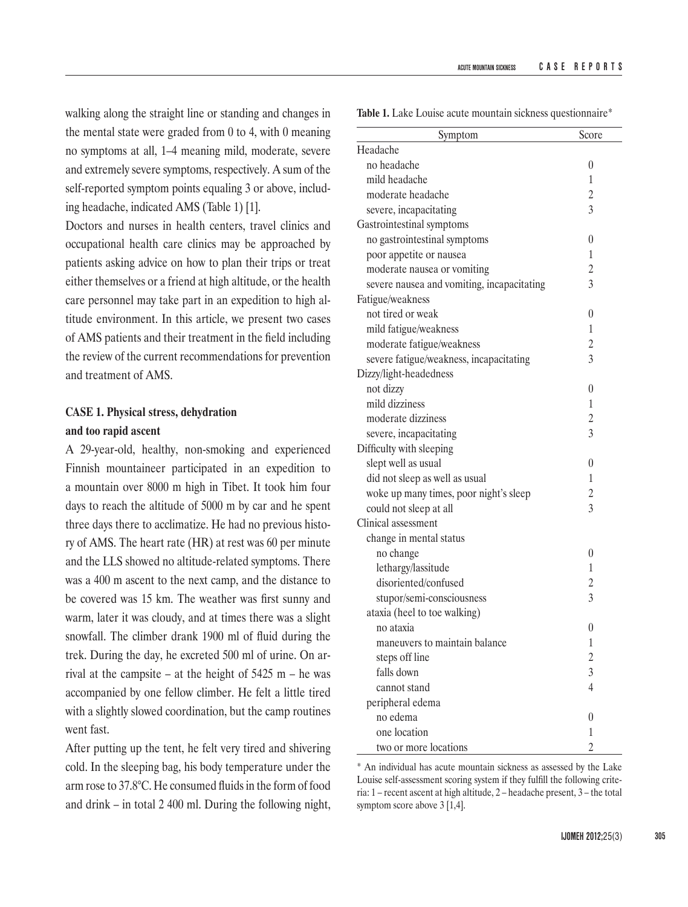walking along the straight line or standing and changes in the mental state were graded from 0 to 4, with 0 meaning no symptoms at all, 1–4 meaning mild, moderate, severe and extremely severe symptoms, respectively. A sum of the self-reported symptom points equaling 3 or above, including headache, indicated AMS (Table 1) [1].

Doctors and nurses in health centers, travel clinics and occupational health care clinics may be approached by patients asking advice on how to plan their trips or treat either themselves or a friend at high altitude, or the health care personnel may take part in an expedition to high altitude environment. In this article, we present two cases of AMS patients and their treatment in the field including the review of the current recommendations for prevention and treatment of AMS.

### CASE 1. Physical stress, dehydration and too rapid ascent

A 29-year-old, healthy, non-smoking and experienced Finnish mountaineer participated in an expedition to a mountain over 8000 m high in Tibet. It took him four days to reach the altitude of 5000 m by car and he spent three days there to acclimatize. He had no previous history of AMS. The heart rate (HR) at rest was 60 per minute and the LLS showed no altitude-related symptoms. There was a 400 m ascent to the next camp, and the distance to be covered was 15 km. The weather was first sunny and warm, later it was cloudy, and at times there was a slight snowfall. The climber drank 1900 ml of fluid during the trek. During the day, he excreted 500 ml of urine. On arrival at the campsite – at the height of 5425 m – he was accompanied by one fellow climber. He felt a little tired with a slightly slowed coordination, but the camp routines went fast.

After putting up the tent, he felt very tired and shivering cold. In the sleeping bag, his body temperature under the arm rose to 37.8°C. He consumed fluids in the form of food and drink – in total 2 400 ml. During the following night,

**Table 1.** Lake Louise acute mountain sickness questionnaire*

| Symptom | Score |
|---|---|
| Headache | |
| no headache | 0 |
| mild headache | 1 |
| moderate headache | 2 |
| severe, incapacitating | 3 |
| Gastrointestinal symptoms | |
| no gastrointestinal symptoms | 0 |
| poor appetite or nausea | 1 |
| moderate nausea or vomiting | 2 |
| severe nausea and vomiting, incapacitating | 3 |
| Fatigue/weakness | |
| not tired or weak | 0 |
| mild fatigue/weakness | 1 |
| moderate fatigue/weakness | 2 |
| severe fatigue/weakness, incapacitating | 3 |
| Dizzy/light-headedness | |
| not dizzy | 0 |
| mild dizziness | 1 |
| moderate dizziness | 2 |
| severe, incapacitating | 3 |
| Difficulty with sleeping | |
| slept well as usual | 0 |
| did not sleep as well as usual | 1 |
| woke up many times, poor night's sleep | 2 |
| could not sleep at all | 3 |
| Clinical assessment | |
| change in mental status | |
| no change | 0 |
| lethargy/lassitude | 1 |
| disoriented/confused | 2 |
| stupor/semi-consciousness | 3 |
| ataxia (heel to toe walking) | |
| no ataxia | 0 |
| maneuvers to maintain balance | 1 |
| steps off line | 2 |
| falls down | 3 |
| cannot stand | 4 |
| peripheral edema | |
| no edema | 0 |
| one location | 1 |
| two or more locations | 2 |

\* An individual has acute mountain sickness as assessed by the Lake Louise self-assessment scoring system if they fulfill the following criteria: 1 – recent ascent at high altitude, 2 – headache present, 3 – the total symptom score above 3 [1,4].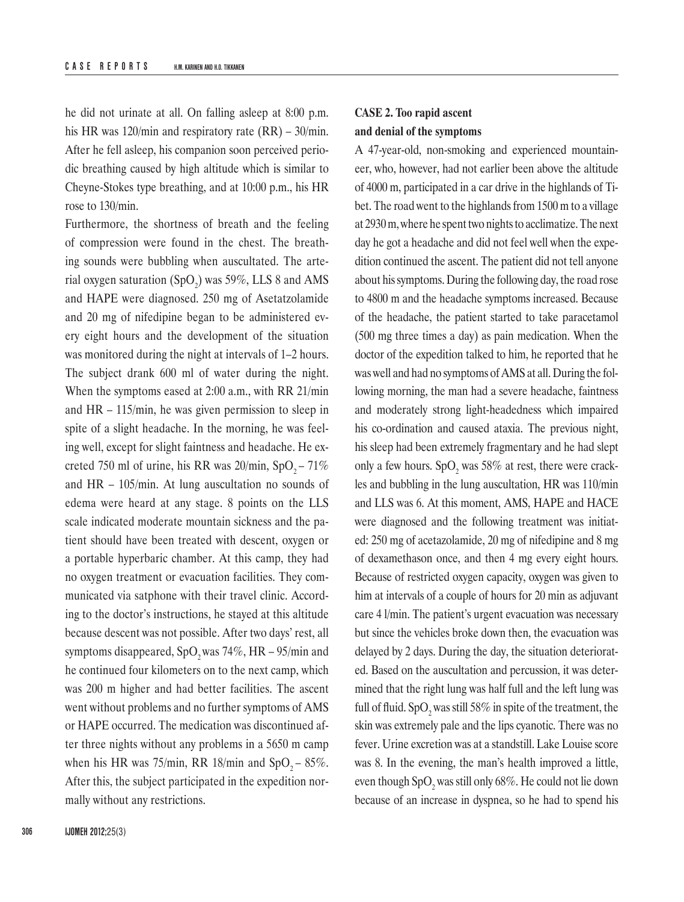he did not urinate at all. On falling asleep at 8:00 p.m. his HR was 120/min and respiratory rate (RR) – 30/min. After he fell asleep, his companion soon perceived periodic breathing caused by high altitude which is similar to Cheyne-Stokes type breathing, and at 10:00 p.m., his HR rose to 130/min.

Furthermore, the shortness of breath and the feeling of compression were found in the chest. The breathing sounds were bubbling when auscultated. The arterial oxygen saturation ($SpO_2$) was 59%, LLS 8 and AMS and HAPE were diagnosed. 250 mg of Asetatzolamide and 20 mg of nifedipine began to be administered every eight hours and the development of the situation was monitored during the night at intervals of 1–2 hours. The subject drank 600 ml of water during the night. When the symptoms eased at 2:00 a.m., with RR 21/min and HR – 115/min, he was given permission to sleep in spite of a slight headache. In the morning, he was feeling well, except for slight faintness and headache. He excreted 750 ml of urine, his RR was 20/min, $SpO_2$ – 71% and HR – 105/min. At lung auscultation no sounds of edema were heard at any stage. 8 points on the LLS scale indicated moderate mountain sickness and the patient should have been treated with descent, oxygen or a portable hyperbaric chamber. At this camp, they had no oxygen treatment or evacuation facilities. They communicated via satphone with their travel clinic. According to the doctor's instructions, he stayed at this altitude because descent was not possible. After two days' rest, all symptoms disappeared, $SpO_2$ was 74%, HR – 95/min and he continued four kilometers on to the next camp, which was 200 m higher and had better facilities. The ascent went without problems and no further symptoms of AMS or HAPE occurred. The medication was discontinued after three nights without any problems in a 5650 m camp when his HR was 75/min, RR 18/min and $SpO_2$ – 85%. After this, the subject participated in the expedition normally without any restrictions.

### CASE 2. Too rapid ascent and denial of the symptoms

A 47-year-old, non-smoking and experienced mountaineer, who, however, had not earlier been above the altitude of 4000 m, participated in a car drive in the highlands of Tibet. The road went to the highlands from 1500 m to a village at 2930 m, where he spent two nights to acclimatize. The next day he got a headache and did not feel well when the expedition continued the ascent. The patient did not tell anyone about his symptoms. During the following day, the road rose to 4800 m and the headache symptoms increased. Because of the headache, the patient started to take paracetamol (500 mg three times a day) as pain medication. When the doctor of the expedition talked to him, he reported that he was well and had no symptoms of AMS at all. During the following morning, the man had a severe headache, faintness and moderately strong light-headedness which impaired his co-ordination and caused ataxia. The previous night, his sleep had been extremely fragmentary and he had slept only a few hours. $SpO_2$ was 58% at rest, there were crackles and bubbling in the lung auscultation, HR was 110/min and LLS was 6. At this moment, AMS, HAPE and HACE were diagnosed and the following treatment was initiated: 250 mg of acetazolamide, 20 mg of nifedipine and 8 mg of dexamethason once, and then 4 mg every eight hours. Because of restricted oxygen capacity, oxygen was given to him at intervals of a couple of hours for 20 min as adjuvant care 4 l/min. The patient's urgent evacuation was necessary but since the vehicles broke down then, the evacuation was delayed by 2 days. During the day, the situation deteriorated. Based on the auscultation and percussion, it was determined that the right lung was half full and the left lung was full of fluid. $SpO_2$ was still 58% in spite of the treatment, the skin was extremely pale and the lips cyanotic. There was no fever. Urine excretion was at a standstill. Lake Louise score was 8. In the evening, the man's health improved a little, even though $SpO_2$ was still only 68%. He could not lie down because of an increase in dyspnea, so he had to spend his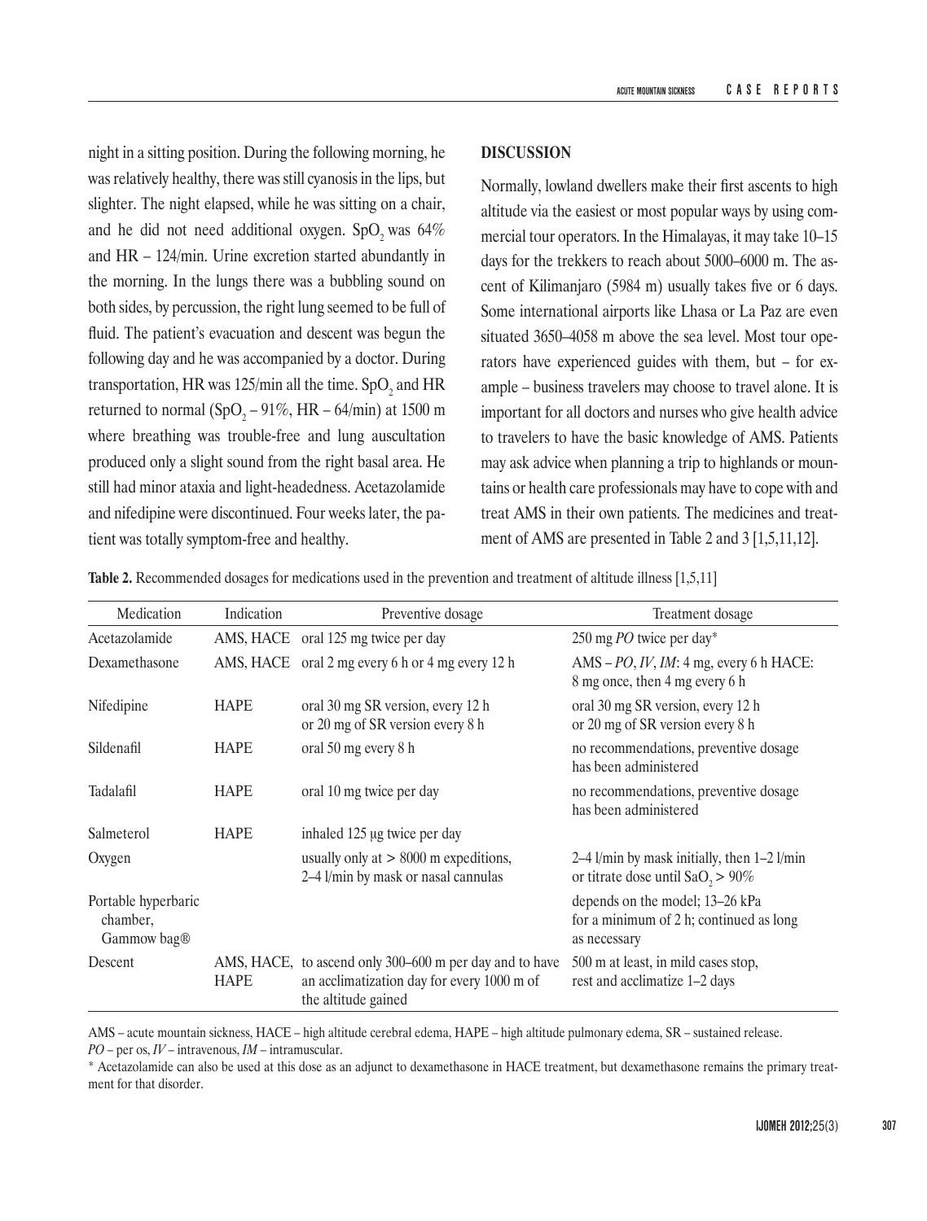night in a sitting position. During the following morning, he was relatively healthy, there was still cyanosis in the lips, but slighter. The night elapsed, while he was sitting on a chair, and he did not need additional oxygen. $SpO_2$ was 64% and HR – 124/min. Urine excretion started abundantly in the morning. In the lungs there was a bubbling sound on both sides, by percussion, the right lung seemed to be full of fluid. The patient's evacuation and descent was begun the following day and he was accompanied by a doctor. During transportation, HR was 125/min all the time. $SpO_2$ and HR returned to normal ($SpO_2$ – 91%, HR – 64/min) at 1500 m where breathing was trouble-free and lung auscultation produced only a slight sound from the right basal area. He still had minor ataxia and light-headedness. Acetazolamide and nifedipine were discontinued. Four weeks later, the patient was totally symptom-free and healthy.

## DISCUSSION

Normally, lowland dwellers make their first ascents to high altitude via the easiest or most popular ways by using commercial tour operators. In the Himalayas, it may take 10–15 days for the trekkers to reach about 5000–6000 m. The ascent of Kilimanjaro (5984 m) usually takes five or 6 days. Some international airports like Lhasa or La Paz are even situated 3650–4058 m above the sea level. Most tour operators have experienced guides with them, but – for example – business travelers may choose to travel alone. It is important for all doctors and nurses who give health advice to travelers to have the basic knowledge of AMS. Patients may ask advice when planning a trip to highlands or mountains or health care professionals may have to cope with and treat AMS in their own patients. The medicines and treatment of AMS are presented in Table 2 and 3 [1,5,11,12].

**Table 2.** Recommended dosages for medications used in the prevention and treatment of altitude illness [1,5,11]

| Medication | Indication | Preventive dosage | Treatment dosage |
|---|---|---|---|
| Acetazolamide | AMS, HACE | oral 125 mg twice per day | 250 mg *PO* twice per day* |
| Dexamethasone | AMS, HACE | oral 2 mg every 6 h or 4 mg every 12 h | AMS – *PO*, *IV*, *IM*: 4 mg, every 6 h HACE: 8 mg once, then 4 mg every 6 h |
| Nifedipine | HAPE | oral 30 mg SR version, every 12 h or 20 mg of SR version every 8 h | oral 30 mg SR version, every 12 h or 20 mg of SR version every 8 h |
| Sildenafil | HAPE | oral 50 mg every 8 h | no recommendations, preventive dosage has been administered |
| Tadalafil | HAPE | oral 10 mg twice per day | no recommendations, preventive dosage has been administered |
| Salmeterol | HAPE | inhaled 125 μg twice per day | |
| Oxygen | | usually only at > 8000 m expeditions, 2–4 l/min by mask or nasal cannulas | 2–4 l/min by mask initially, then 1–2 l/min or titrate dose until $SaO_2$ > 90% |
| Portable hyperbaric chamber, Gammow bag® | | | depends on the model; 13–26 kPa for a minimum of 2 h; continued as long as necessary |
| Descent | AMS, HACE, HAPE | to ascend only 300–600 m per day and to have an acclimatization day for every 1000 m of the altitude gained | 500 m at least, in mild cases stop, rest and acclimatize 1–2 days |

AMS – acute mountain sickness, HACE – high altitude cerebral edema, HAPE – high altitude pulmonary edema, SR – sustained release.
*PO* – per os, *IV* – intravenous, *IM* – intramuscular.
* Acetazolamide can also be used at this dose as an adjunct to dexamethasone in HACE treatment, but dexamethasone remains the primary treatment for that disorder.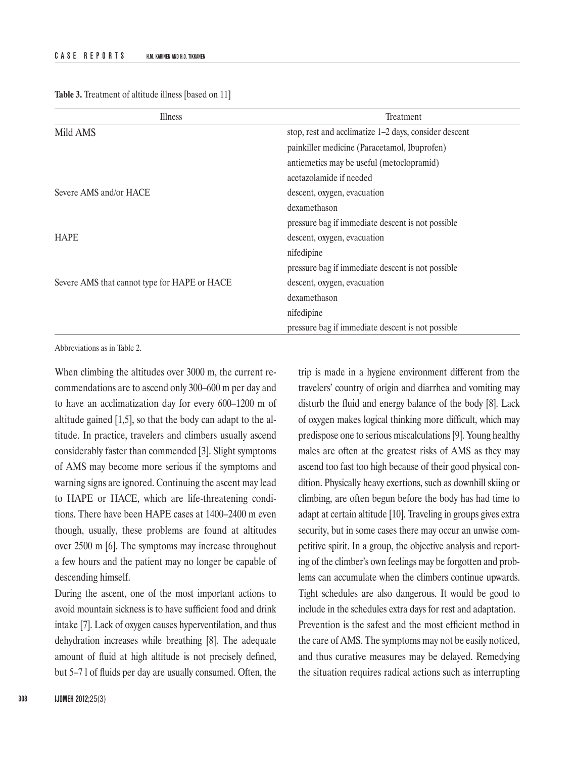**Table 3.** Treatment of altitude illness [based on 11]

| Illness | Treatment |
|---|---|
| Mild AMS | stop, rest and acclimatize 1–2 days, consider descent |
| | painkiller medicine (Paracetamol, Ibuprofen) |
| | antiemetics may be useful (metoclopramid) |
| | acetazolamide if needed |
| Severe AMS and/or HACE | descent, oxygen, evacuation |
| | dexamethason |
| | pressure bag if immediate descent is not possible |
| HAPE | descent, oxygen, evacuation |
| | nifedipine |
| | pressure bag if immediate descent is not possible |
| Severe AMS that cannot type for HAPE or HACE | descent, oxygen, evacuation |
| | dexamethason |
| | nifedipine |
| | pressure bag if immediate descent is not possible |

Abbreviations as in Table 2.

When climbing the altitudes over 3000 m, the current recommendations are to ascend only 300–600 m per day and to have an acclimatization day for every 600–1200 m of altitude gained [1,5], so that the body can adapt to the altitude. In practice, travelers and climbers usually ascend considerably faster than commended [3]. Slight symptoms of AMS may become more serious if the symptoms and warning signs are ignored. Continuing the ascent may lead to HAPE or HACE, which are life-threatening conditions. There have been HAPE cases at 1400–2400 m even though, usually, these problems are found at altitudes over 2500 m [6]. The symptoms may increase throughout a few hours and the patient may no longer be capable of descending himself.

During the ascent, one of the most important actions to avoid mountain sickness is to have sufficient food and drink intake [7]. Lack of oxygen causes hyperventilation, and thus dehydration increases while breathing [8]. The adequate amount of fluid at high altitude is not precisely defined, but 5–7 l of fluids per day are usually consumed. Often, the trip is made in a hygiene environment different from the travelers' country of origin and diarrhea and vomiting may disturb the fluid and energy balance of the body [8]. Lack of oxygen makes logical thinking more difficult, which may predispose one to serious miscalculations [9]. Young healthy males are often at the greatest risks of AMS as they may ascend too fast too high because of their good physical condition. Physically heavy exertions, such as downhill skiing or climbing, are often begun before the body has had time to adapt at certain altitude [10]. Traveling in groups gives extra security, but in some cases there may occur an unwise competitive spirit. In a group, the objective analysis and reporting of the climber's own feelings may be forgotten and problems can accumulate when the climbers continue upwards. Tight schedules are also dangerous. It would be good to include in the schedules extra days for rest and adaptation.

Prevention is the safest and the most efficient method in the care of AMS. The symptoms may not be easily noticed, and thus curative measures may be delayed. Remedying the situation requires radical actions such as interrupting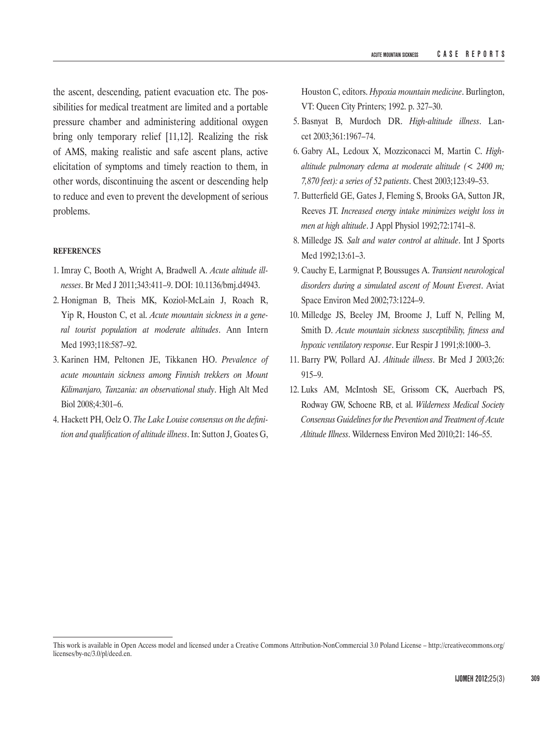the ascent, descending, patient evacuation etc. The possibilities for medical treatment are limited and a portable pressure chamber and administering additional oxygen bring only temporary relief [11,12]. Realizing the risk of AMS, making realistic and safe ascent plans, active elicitation of symptoms and timely reaction to them, in other words, discontinuing the ascent or descending help to reduce and even to prevent the development of serious problems.

#### REFERENCES

1. Imray C, Booth A, Wright A, Bradwell A. *Acute altitude illnesses*. Br Med J 2011;343:411–9. DOI: 10.1136/bmj.d4943.
2. Honigman B, Theis MK, Koziol-McLain J, Roach R, Yip R, Houston C, et al. *Acute mountain sickness in a general tourist population at moderate altitudes*. Ann Intern Med 1993;118:587–92.
3. Karinen HM, Peltonen JE, Tikkanen HO. *Prevalence of acute mountain sickness among Finnish trekkers on Mount Kilimanjaro, Tanzania: an observational study*. High Alt Med Biol 2008;4:301–6.
4. Hackett PH, Oelz O. *The Lake Louise consensus on the definition and qualification of altitude illness*. In: Sutton J, Goates G, Houston C, editors. *Hypoxia mountain medicine*. Burlington, VT: Queen City Printers; 1992. p. 327–30.
5. Basnyat B, Murdoch DR. *High-altitude illness*. Lancet 2003;361:1967–74.
6. Gabry AL, Ledoux X, Mozziconacci M, Martin C. *High-altitude pulmonary edema at moderate altitude (< 2400 m; 7,870 feet): a series of 52 patients*. Chest 2003;123:49–53.
7. Butterfield GE, Gates J, Fleming S, Brooks GA, Sutton JR, Reeves JT. *Increased energy intake minimizes weight loss in men at high altitude*. J Appl Physiol 1992;72:1741–8.
8. Milledge JS. *Salt and water control at altitude*. Int J Sports Med 1992;13:61–3.
9. Cauchy E, Larmignat P, Boussuges A. *Transient neurological disorders during a simulated ascent of Mount Everest*. Aviat Space Environ Med 2002;73:1224–9.
10. Milledge JS, Beeley JM, Broome J, Luff N, Pelling M, Smith D. *Acute mountain sickness susceptibility, fitness and hypoxic ventilatory response*. Eur Respir J 1991;8:1000–3.
11. Barry PW, Pollard AJ. *Altitude illness*. Br Med J 2003;26: 915–9.
12. Luks AM, McIntosh SE, Grissom CK, Auerbach PS, Rodway GW, Schoene RB, et al. *Wilderness Medical Society Consensus Guidelines for the Prevention and Treatment of Acute Altitude Illness*. Wilderness Environ Med 2010;21: 146–55.

This work is available in Open Access model and licensed under a Creative Commons Attribution-NonCommercial 3.0 Poland License – http://creativecommons.org/licenses/by-nc/3.0/pl/deed.en.